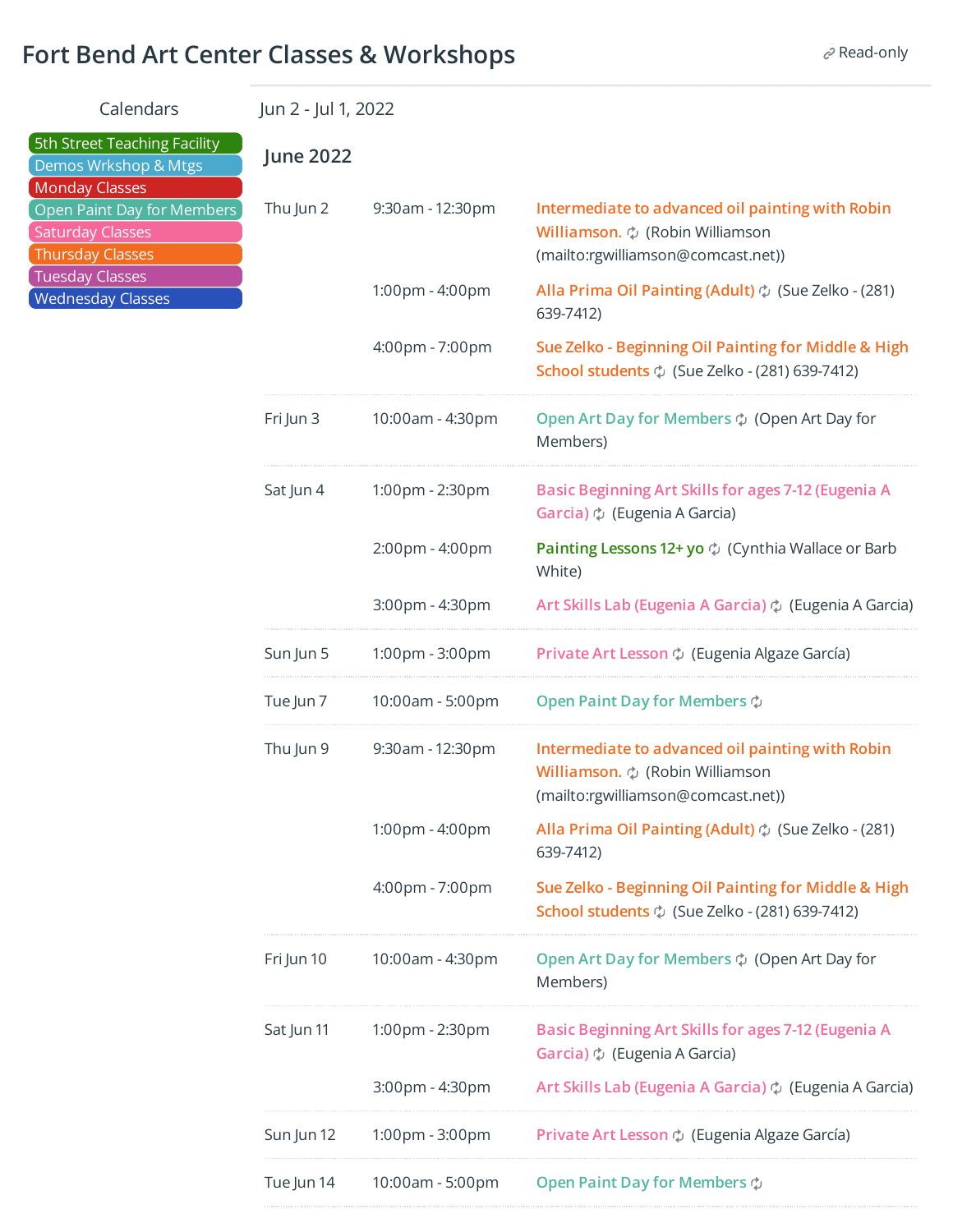# Fort Bend Art Center Classes & Workshops

Read-only

**Calendars**

- 5th Street Teaching Facility
- Demos Wrkshop & Mtgs
- Monday Classes
- Open Paint Day for Members
- Saturday Classes
- Thursday Classes
- Tuesday Classes
- Wednesday Classes

Jun 2 - Jul 1, 2022

## June 2022

| Date | Time | Event |
| --- | --- | --- |
| Thu Jun 2 | 9:30am - 12:30pm | Intermediate to advanced oil painting with Robin Williamson. (Robin Williamson (mailto:rgwilliamson@comcast.net)) |
| | 1:00pm - 4:00pm | Alla Prima Oil Painting (Adult) (Sue Zelko - (281) 639-7412) |
| | 4:00pm - 7:00pm | Sue Zelko - Beginning Oil Painting for Middle & High School students (Sue Zelko - (281) 639-7412) |
| Fri Jun 3 | 10:00am - 4:30pm | Open Art Day for Members (Open Art Day for Members) |
| Sat Jun 4 | 1:00pm - 2:30pm | Basic Beginning Art Skills for ages 7-12 (Eugenia A Garcia) (Eugenia A Garcia) |
| | 2:00pm - 4:00pm | Painting Lessons 12+ yo (Cynthia Wallace or Barb White) |
| | 3:00pm - 4:30pm | Art Skills Lab (Eugenia A Garcia) (Eugenia A Garcia) |
| Sun Jun 5 | 1:00pm - 3:00pm | Private Art Lesson (Eugenia Algaze García) |
| Tue Jun 7 | 10:00am - 5:00pm | Open Paint Day for Members |
| Thu Jun 9 | 9:30am - 12:30pm | Intermediate to advanced oil painting with Robin Williamson. (Robin Williamson (mailto:rgwilliamson@comcast.net)) |
| | 1:00pm - 4:00pm | Alla Prima Oil Painting (Adult) (Sue Zelko - (281) 639-7412) |
| | 4:00pm - 7:00pm | Sue Zelko - Beginning Oil Painting for Middle & High School students (Sue Zelko - (281) 639-7412) |
| Fri Jun 10 | 10:00am - 4:30pm | Open Art Day for Members (Open Art Day for Members) |
| Sat Jun 11 | 1:00pm - 2:30pm | Basic Beginning Art Skills for ages 7-12 (Eugenia A Garcia) (Eugenia A Garcia) |
| | 3:00pm - 4:30pm | Art Skills Lab (Eugenia A Garcia) (Eugenia A Garcia) |
| Sun Jun 12 | 1:00pm - 3:00pm | Private Art Lesson (Eugenia Algaze García) |
| Tue Jun 14 | 10:00am - 5:00pm | Open Paint Day for Members |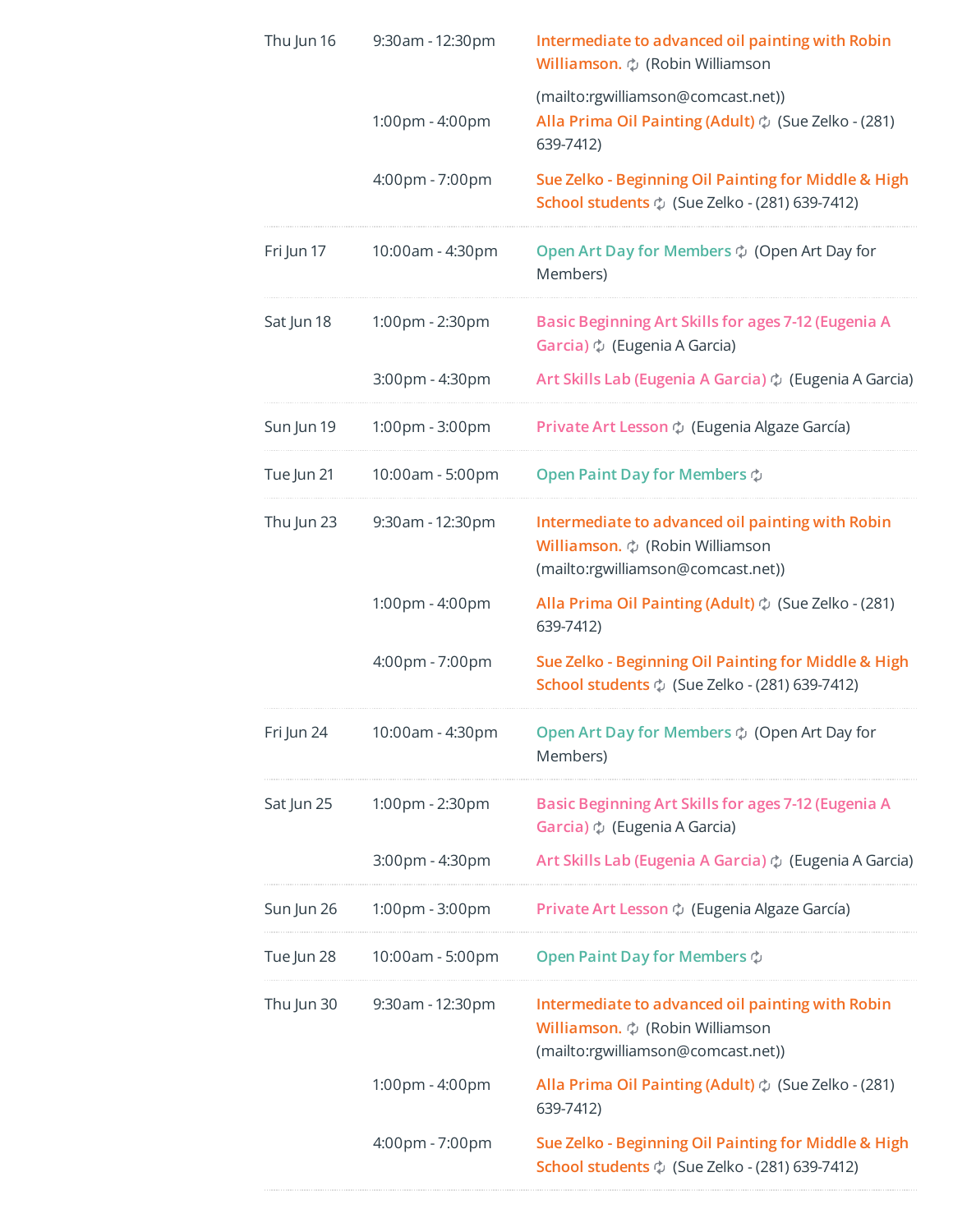| | | |
|---|---|---|
| Thu Jun 16 | 9:30am - 12:30pm | Intermediate to advanced oil painting with Robin Williamson. (Robin Williamson (mailto:rgwilliamson@comcast.net)) |
| | 1:00pm - 4:00pm | Alla Prima Oil Painting (Adult) (Sue Zelko - (281) 639-7412) |
| | 4:00pm - 7:00pm | Sue Zelko - Beginning Oil Painting for Middle & High School students (Sue Zelko - (281) 639-7412) |
| Fri Jun 17 | 10:00am - 4:30pm | Open Art Day for Members (Open Art Day for Members) |
| Sat Jun 18 | 1:00pm - 2:30pm | Basic Beginning Art Skills for ages 7-12 (Eugenia A Garcia) (Eugenia A Garcia) |
| | 3:00pm - 4:30pm | Art Skills Lab (Eugenia A Garcia) (Eugenia A Garcia) |
| Sun Jun 19 | 1:00pm - 3:00pm | Private Art Lesson (Eugenia Algaze García) |
| Tue Jun 21 | 10:00am - 5:00pm | Open Paint Day for Members |
| Thu Jun 23 | 9:30am - 12:30pm | Intermediate to advanced oil painting with Robin Williamson. (Robin Williamson (mailto:rgwilliamson@comcast.net)) |
| | 1:00pm - 4:00pm | Alla Prima Oil Painting (Adult) (Sue Zelko - (281) 639-7412) |
| | 4:00pm - 7:00pm | Sue Zelko - Beginning Oil Painting for Middle & High School students (Sue Zelko - (281) 639-7412) |
| Fri Jun 24 | 10:00am - 4:30pm | Open Art Day for Members (Open Art Day for Members) |
| Sat Jun 25 | 1:00pm - 2:30pm | Basic Beginning Art Skills for ages 7-12 (Eugenia A Garcia) (Eugenia A Garcia) |
| | 3:00pm - 4:30pm | Art Skills Lab (Eugenia A Garcia) (Eugenia A Garcia) |
| Sun Jun 26 | 1:00pm - 3:00pm | Private Art Lesson (Eugenia Algaze García) |
| Tue Jun 28 | 10:00am - 5:00pm | Open Paint Day for Members |
| Thu Jun 30 | 9:30am - 12:30pm | Intermediate to advanced oil painting with Robin Williamson. (Robin Williamson (mailto:rgwilliamson@comcast.net)) |
| | 1:00pm - 4:00pm | Alla Prima Oil Painting (Adult) (Sue Zelko - (281) 639-7412) |
| | 4:00pm - 7:00pm | Sue Zelko - Beginning Oil Painting for Middle & High School students (Sue Zelko - (281) 639-7412) |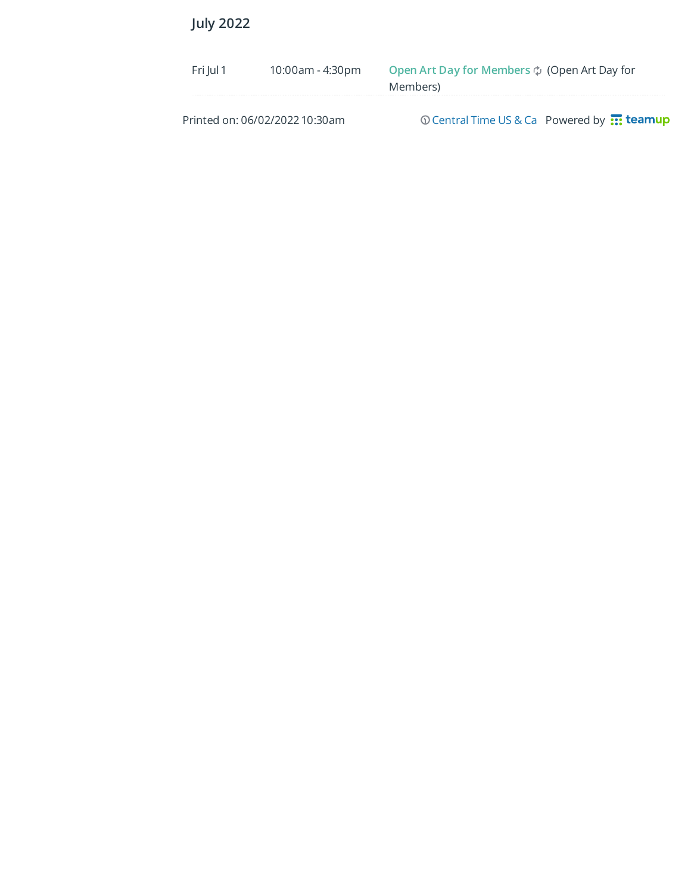## July 2022

| | | |
|---|---|---|
| Fri Jul 1 | 10:00am - 4:30pm | **Open Art Day for Members** (Open Art Day for Members) |

Printed on: 06/02/2022 10:30am

Central Time US & Ca   Powered by teamup